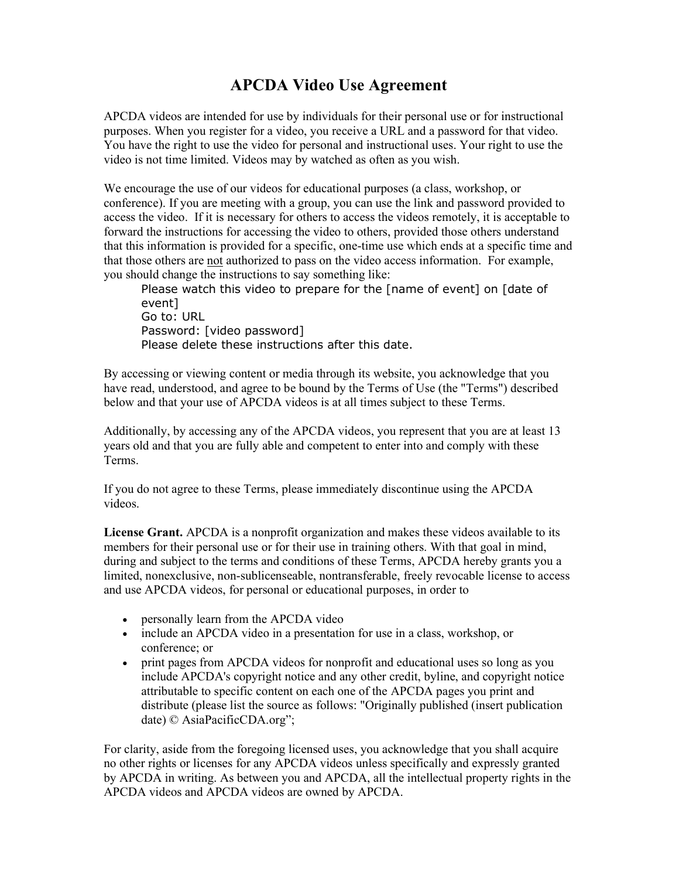# APCDA Video Use Agreement

APCDA videos are intended for use by individuals for their personal use or for instructional purposes. When you register for a video, you receive a URL and a password for that video. You have the right to use the video for personal and instructional uses. Your right to use the video is not time limited. Videos may by watched as often as you wish.

We encourage the use of our videos for educational purposes (a class, workshop, or conference). If you are meeting with a group, you can use the link and password provided to access the video. If it is necessary for others to access the videos remotely, it is acceptable to forward the instructions for accessing the video to others, provided those others understand that this information is provided for a specific, one-time use which ends at a specific time and that those others are <u>not</u> authorized to pass on the video access information. For example, you should change the instructions to say something like:

> Please watch this video to prepare for the [name of event] on [date of event]
> Go to: URL
> Password: [video password]
> Please delete these instructions after this date.

By accessing or viewing content or media through its website, you acknowledge that you have read, understood, and agree to be bound by the Terms of Use (the "Terms") described below and that your use of APCDA videos is at all times subject to these Terms.

Additionally, by accessing any of the APCDA videos, you represent that you are at least 13 years old and that you are fully able and competent to enter into and comply with these Terms.

If you do not agree to these Terms, please immediately discontinue using the APCDA videos.

**License Grant.** APCDA is a nonprofit organization and makes these videos available to its members for their personal use or for their use in training others. With that goal in mind, during and subject to the terms and conditions of these Terms, APCDA hereby grants you a limited, nonexclusive, non-sublicenseable, nontransferable, freely revocable license to access and use APCDA videos, for personal or educational purposes, in order to

- personally learn from the APCDA video
- include an APCDA video in a presentation for use in a class, workshop, or conference; or
- print pages from APCDA videos for nonprofit and educational uses so long as you include APCDA's copyright notice and any other credit, byline, and copyright notice attributable to specific content on each one of the APCDA pages you print and distribute (please list the source as follows: "Originally published (insert publication date) © AsiaPacificCDA.org";

For clarity, aside from the foregoing licensed uses, you acknowledge that you shall acquire no other rights or licenses for any APCDA videos unless specifically and expressly granted by APCDA in writing. As between you and APCDA, all the intellectual property rights in the APCDA videos and APCDA videos are owned by APCDA.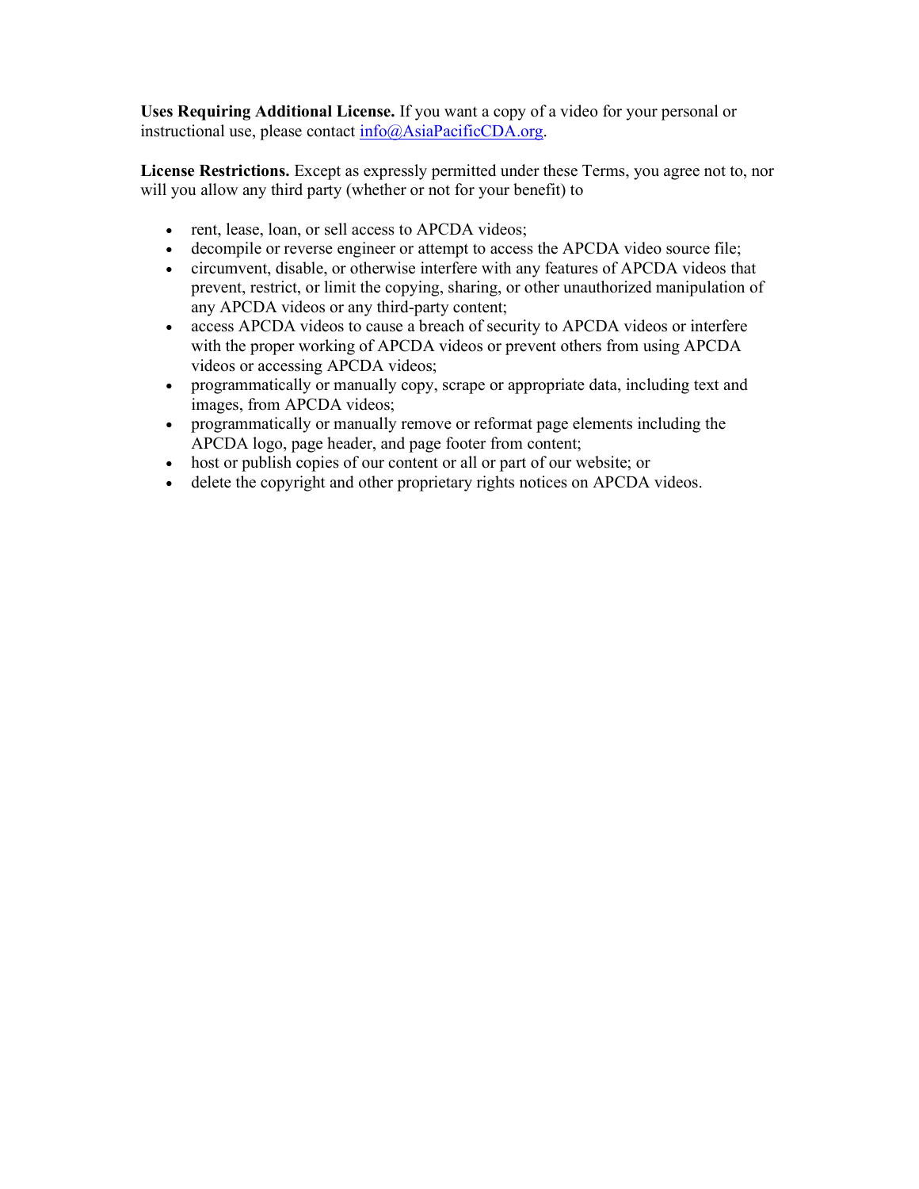**Uses Requiring Additional License.** If you want a copy of a video for your personal or instructional use, please contact info@AsiaPacificCDA.org.

**License Restrictions.** Except as expressly permitted under these Terms, you agree not to, nor will you allow any third party (whether or not for your benefit) to

- rent, lease, loan, or sell access to APCDA videos;
- decompile or reverse engineer or attempt to access the APCDA video source file;
- circumvent, disable, or otherwise interfere with any features of APCDA videos that prevent, restrict, or limit the copying, sharing, or other unauthorized manipulation of any APCDA videos or any third-party content;
- access APCDA videos to cause a breach of security to APCDA videos or interfere with the proper working of APCDA videos or prevent others from using APCDA videos or accessing APCDA videos;
- programmatically or manually copy, scrape or appropriate data, including text and images, from APCDA videos;
- programmatically or manually remove or reformat page elements including the APCDA logo, page header, and page footer from content;
- host or publish copies of our content or all or part of our website; or
- delete the copyright and other proprietary rights notices on APCDA videos.